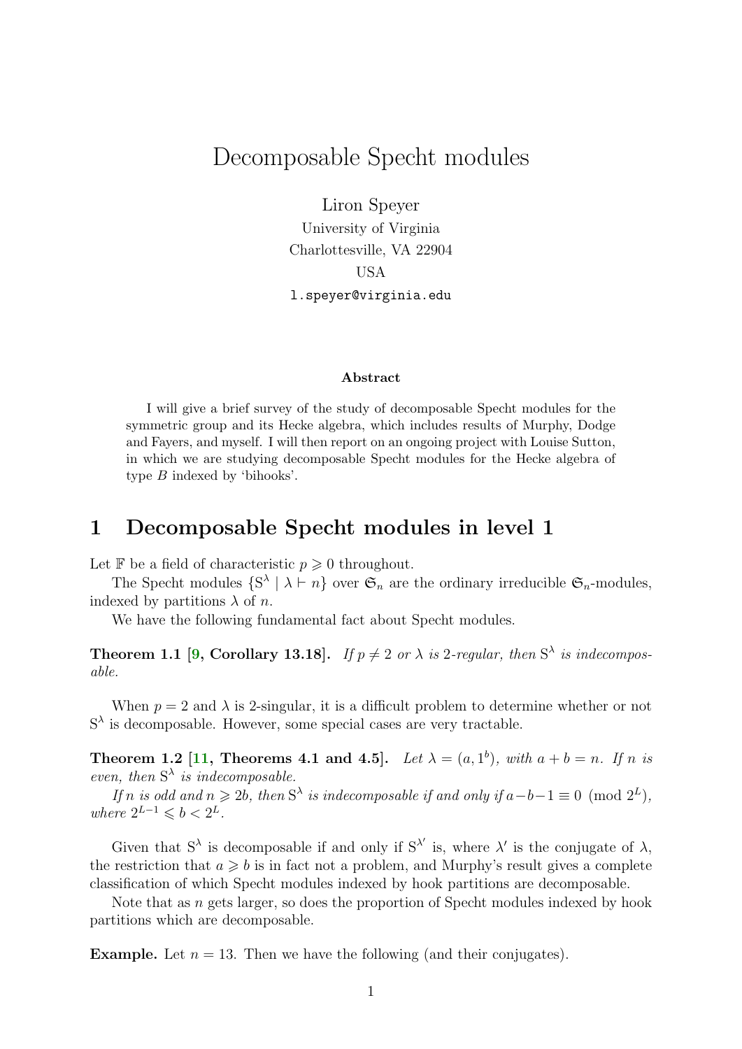# Decomposable Specht modules

Liron Speyer
University of Virginia
Charlottesville, VA 22904
USA
l.speyer@virginia.edu

**Abstract**

I will give a brief survey of the study of decomposable Specht modules for the symmetric group and its Hecke algebra, which includes results of Murphy, Dodge and Fayers, and myself. I will then report on an ongoing project with Louise Sutton, in which we are studying decomposable Specht modules for the Hecke algebra of type $B$ indexed by 'bihooks'.

## 1 Decomposable Specht modules in level 1

Let $\mathbb{F}$ be a field of characteristic $p \geqslant 0$ throughout.

The Specht modules $\{S^\lambda \mid \lambda \vdash n\}$ over $\mathfrak{S}_n$ are the ordinary irreducible $\mathfrak{S}_n$-modules, indexed by partitions $\lambda$ of $n$.

We have the following fundamental fact about Specht modules.

**Theorem 1.1 [9, Corollary 13.18].** *If $p \neq 2$ or $\lambda$ is 2-regular, then $S^\lambda$ is indecomposable.*

When $p = 2$ and $\lambda$ is 2-singular, it is a difficult problem to determine whether or not $S^\lambda$ is decomposable. However, some special cases are very tractable.

**Theorem 1.2 [11, Theorems 4.1 and 4.5].** *Let $\lambda = (a, 1^b)$, with $a + b = n$. If $n$ is even, then $S^\lambda$ is indecomposable.*

*If $n$ is odd and $n \geqslant 2b$, then $S^\lambda$ is indecomposable if and only if $a - b - 1 \equiv 0 \pmod{2^L}$, where $2^{L-1} \leqslant b < 2^L$.*

Given that $S^\lambda$ is decomposable if and only if $S^{\lambda'}$ is, where $\lambda'$ is the conjugate of $\lambda$, the restriction that $a \geqslant b$ is in fact not a problem, and Murphy's result gives a complete classification of which Specht modules indexed by hook partitions are decomposable.

Note that as $n$ gets larger, so does the proportion of Specht modules indexed by hook partitions which are decomposable.

**Example.** Let $n = 13$. Then we have the following (and their conjugates).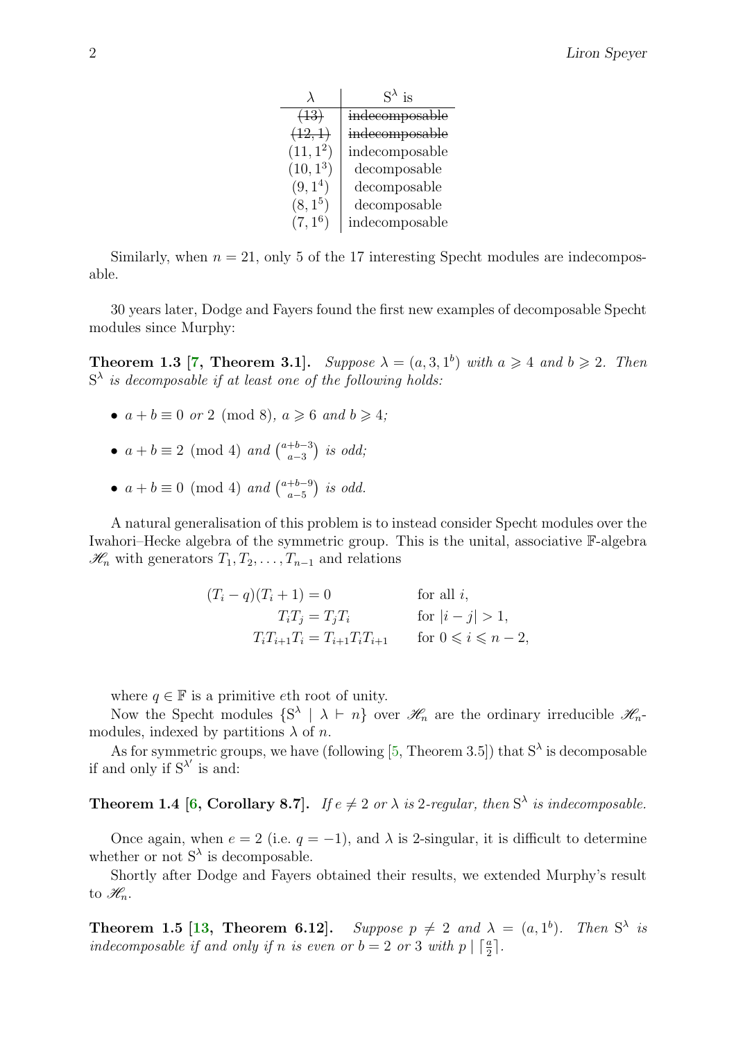| $\lambda$ | $S^\lambda$ is |
|---|---|
| ~~$(13)$~~ | ~~indecomposable~~ |
| ~~$(12, 1)$~~ | ~~indecomposable~~ |
| $(11, 1^2)$ | indecomposable |
| $(10, 1^3)$ | decomposable |
| $(9, 1^4)$ | decomposable |
| $(8, 1^5)$ | decomposable |
| $(7, 1^6)$ | indecomposable |

Similarly, when $n = 21$, only 5 of the 17 interesting Specht modules are indecomposable.

30 years later, Dodge and Fayers found the first new examples of decomposable Specht modules since Murphy:

**Theorem 1.3 [7, Theorem 3.1].** *Suppose $\lambda = (a, 3, 1^b)$ with $a \geqslant 4$ and $b \geqslant 2$. Then $S^\lambda$ is decomposable if at least one of the following holds:*

- *$a + b \equiv 0$ or $2 \pmod 8$, $a \geqslant 6$ and $b \geqslant 4$;*
- *$a + b \equiv 2 \pmod 4$ and $\binom{a+b-3}{a-3}$ is odd;*
- *$a + b \equiv 0 \pmod 4$ and $\binom{a+b-9}{a-5}$ is odd.*

A natural generalisation of this problem is to instead consider Specht modules over the Iwahori–Hecke algebra of the symmetric group. This is the unital, associative $\mathbb{F}$-algebra $\mathscr{H}_n$ with generators $T_1, T_2, \ldots, T_{n-1}$ and relations

$$
\begin{aligned}
(T_i - q)(T_i + 1) &= 0 && \text{for all } i,\\
T_i T_j &= T_j T_i && \text{for } |i - j| > 1,\\
T_i T_{i+1} T_i &= T_{i+1} T_i T_{i+1} && \text{for } 0 \leqslant i \leqslant n-2,
\end{aligned}
$$

where $q \in \mathbb{F}$ is a primitive $e$th root of unity.

Now the Specht modules $\{S^\lambda \mid \lambda \vdash n\}$ over $\mathscr{H}_n$ are the ordinary irreducible $\mathscr{H}_n$-modules, indexed by partitions $\lambda$ of $n$.

As for symmetric groups, we have (following [5, Theorem 3.5]) that $S^\lambda$ is decomposable if and only if $S^{\lambda'}$ is and:

**Theorem 1.4 [6, Corollary 8.7].** *If $e \neq 2$ or $\lambda$ is 2-regular, then $S^\lambda$ is indecomposable.*

Once again, when $e = 2$ (i.e. $q = -1$), and $\lambda$ is 2-singular, it is difficult to determine whether or not $S^\lambda$ is decomposable.

Shortly after Dodge and Fayers obtained their results, we extended Murphy's result to $\mathscr{H}_n$.

**Theorem 1.5 [13, Theorem 6.12].** *Suppose $p \neq 2$ and $\lambda = (a, 1^b)$. Then $S^\lambda$ is indecomposable if and only if $n$ is even or $b = 2$ or $3$ with $p \mid \lceil \frac{a}{2} \rceil$.*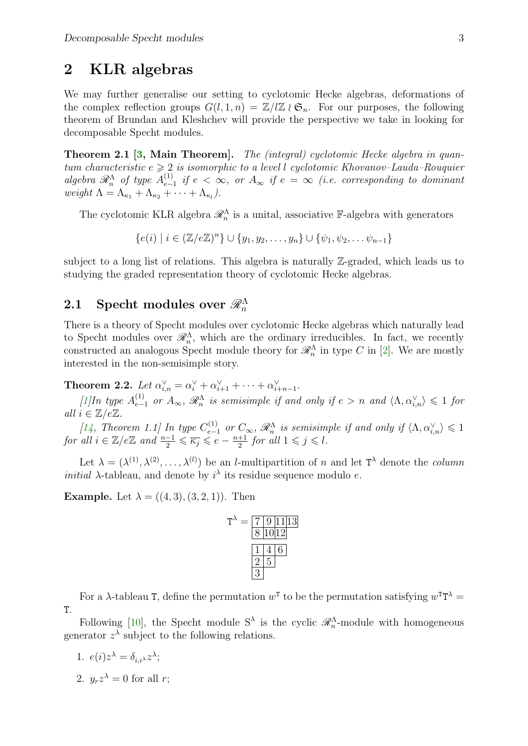## 2 KLR algebras

We may further generalise our setting to cyclotomic Hecke algebras, deformations of the complex reflection groups $G(l,1,n) = \mathbb{Z}/l\mathbb{Z} \wr \mathfrak{S}_n$. For our purposes, the following theorem of Brundan and Kleshchev will provide the perspective we take in looking for decomposable Specht modules.

**Theorem 2.1** [**3**, **Main Theorem**]. *The (integral) cyclotomic Hecke algebra in quantum characteristic $e \geqslant 2$ is isomorphic to a level $l$ cyclotomic Khovanov–Lauda–Rouquier algebra $\mathscr{R}_n^\Lambda$ of type $A_{e-1}^{(1)}$ if $e < \infty$, or $A_\infty$ if $e = \infty$ (i.e. corresponding to dominant weight $\Lambda = \Lambda_{\kappa_1} + \Lambda_{\kappa_2} + \cdots + \Lambda_{\kappa_l}$).*

The cyclotomic KLR algebra $\mathscr{R}_n^\Lambda$ is a unital, associative $\mathbb{F}$-algebra with generators

$$\{e(i) \mid i \in (\mathbb{Z}/e\mathbb{Z})^n\} \cup \{y_1, y_2, \ldots, y_n\} \cup \{\psi_1, \psi_2, \ldots \psi_{n-1}\}$$

subject to a long list of relations. This algebra is naturally $\mathbb{Z}$-graded, which leads us to studying the graded representation theory of cyclotomic Hecke algebras.

### 2.1 Specht modules over $\mathscr{R}_n^\Lambda$

There is a theory of Specht modules over cyclotomic Hecke algebras which naturally lead to Specht modules over $\mathscr{R}_n^\Lambda$, which are the ordinary irreducibles. In fact, we recently constructed an analogous Specht module theory for $\mathscr{R}_n^\Lambda$ in type $C$ in [2]. We are mostly interested in the non-semisimple story.

**Theorem 2.2.** *Let $\alpha_{i,n}^\vee = \alpha_i^\vee + \alpha_{i+1}^\vee + \cdots + \alpha_{i+n-1}^\vee$.*

*[1]In type $A_{e-1}^{(1)}$ or $A_\infty$, $\mathscr{R}_n^\Lambda$ is semisimple if and only if $e > n$ and $\langle \Lambda, \alpha_{i,n}^\vee \rangle \leqslant 1$ for all $i \in \mathbb{Z}/e\mathbb{Z}$.*

*[14, Theorem 1.1] In type $C_{e-1}^{(1)}$ or $C_\infty$, $\mathscr{R}_n^\Lambda$ is semisimple if and only if $\langle \Lambda, \alpha_{i,n}^\vee \rangle \leqslant 1$ for all $i \in \mathbb{Z}/e\mathbb{Z}$ and $\frac{n-1}{2} \leqslant \overline{\kappa_j} \leqslant e - \frac{n+1}{2}$ for all $1 \leqslant j \leqslant l$.*

Let $\lambda = (\lambda^{(1)}, \lambda^{(2)}, \ldots, \lambda^{(l)})$ be an $l$-multipartition of $n$ and let $\mathtt{T}^\lambda$ denote the *column initial* $\lambda$-tableau, and denote by $i^\lambda$ its residue sequence modulo $e$.

**Example.** Let $\lambda = ((4,3),(3,2,1))$. Then

$$\mathtt{T}^\lambda = \begin{array}{l} \begin{array}{|c|c|c|c|}\hline 7 & 9 & 11 & 13 \\ \hline 8 & 10 & 12 \\ \cline{1-3} \end{array} \\ \\ \begin{array}{|c|c|c|}\hline 1 & 4 & 6 \\ \hline 2 & 5 \\ \cline{1-2} 3 \\ \cline{1-1} \end{array} \end{array}$$

For a $\lambda$-tableau $\mathtt{T}$, define the permutation $w^{\mathtt{T}}$ to be the permutation satisfying $w^{\mathtt{T}}\mathtt{T}^\lambda = \mathtt{T}$.

Following [10], the Specht module $\mathrm{S}^\lambda$ is the cyclic $\mathscr{R}_n^\Lambda$-module with homogeneous generator $z^\lambda$ subject to the following relations.

1. $e(i)z^\lambda = \delta_{i,i^\lambda} z^\lambda$;
2. $y_r z^\lambda = 0$ for all $r$;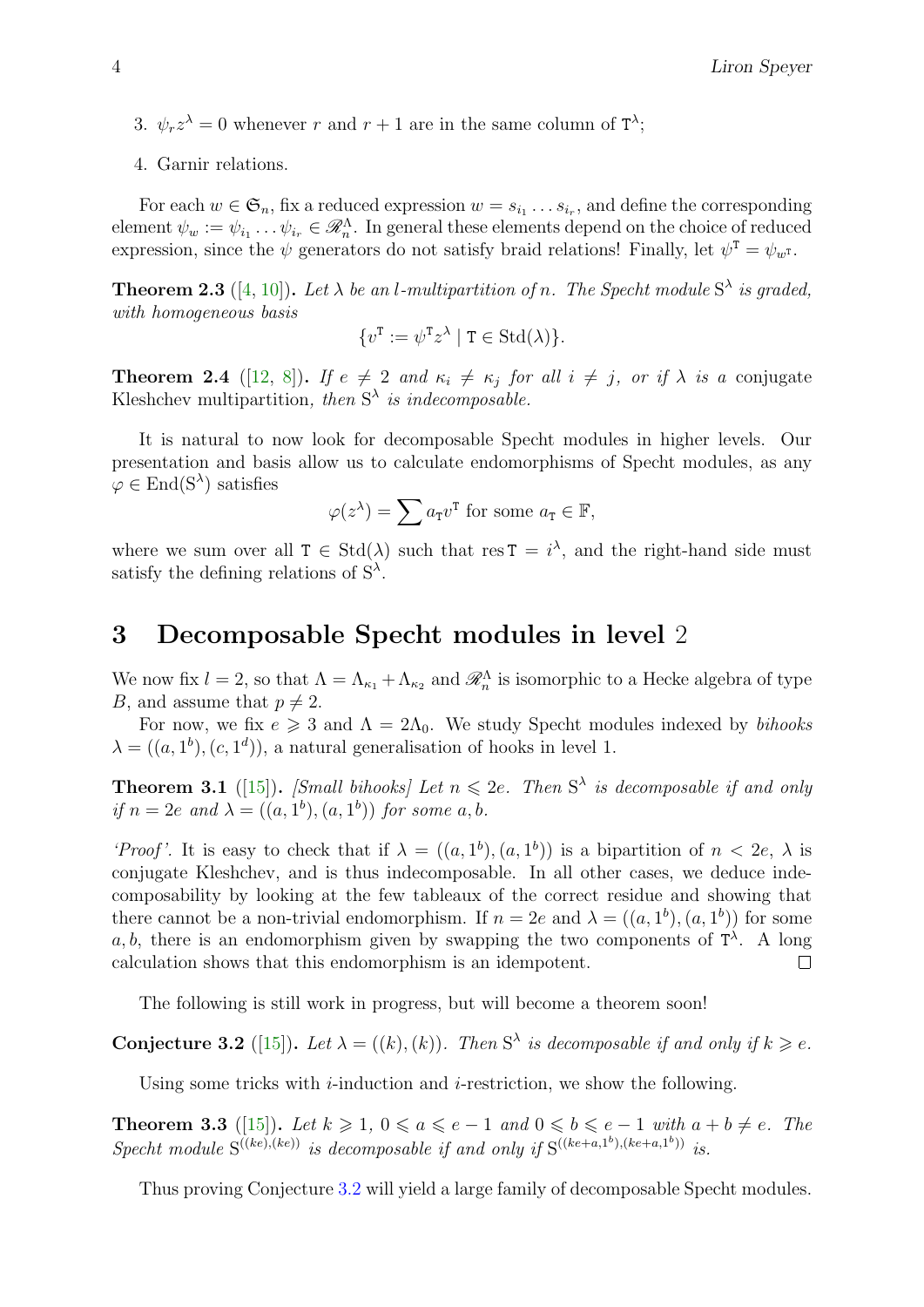3. $\psi_r z^\lambda = 0$ whenever $r$ and $r+1$ are in the same column of $\mathtt{T}^\lambda$;

4. Garnir relations.

For each $w \in \mathfrak{S}_n$, fix a reduced expression $w = s_{i_1} \dots s_{i_r}$, and define the corresponding element $\psi_w := \psi_{i_1} \dots \psi_{i_r} \in \mathscr{R}_n^\Lambda$. In general these elements depend on the choice of reduced expression, since the $\psi$ generators do not satisfy braid relations! Finally, let $\psi^{\mathtt{T}} = \psi_{w^{\mathtt{T}}}$.

**Theorem 2.3** ([4, 10]). *Let $\lambda$ be an $l$-multipartition of $n$. The Specht module $\mathrm{S}^\lambda$ is graded, with homogeneous basis*

$$\{v^{\mathtt{T}} := \psi^{\mathtt{T}} z^\lambda \mid \mathtt{T} \in \mathrm{Std}(\lambda)\}.$$

**Theorem 2.4** ([12, 8]). *If $e \neq 2$ and $\kappa_i \neq \kappa_j$ for all $i \neq j$, or if $\lambda$ is a* conjugate Kleshchev multipartition*, then $\mathrm{S}^\lambda$ is indecomposable.*

It is natural to now look for decomposable Specht modules in higher levels. Our presentation and basis allow us to calculate endomorphisms of Specht modules, as any $\varphi \in \mathrm{End}(\mathrm{S}^\lambda)$ satisfies

$$\varphi(z^\lambda) = \sum a_{\mathtt{T}} v^{\mathtt{T}} \text{ for some } a_{\mathtt{T}} \in \mathbb{F},$$

where we sum over all $\mathtt{T} \in \mathrm{Std}(\lambda)$ such that $\mathrm{res}\, \mathtt{T} = i^\lambda$, and the right-hand side must satisfy the defining relations of $\mathrm{S}^\lambda$.

# 3 Decomposable Specht modules in level 2

We now fix $l = 2$, so that $\Lambda = \Lambda_{\kappa_1} + \Lambda_{\kappa_2}$ and $\mathscr{R}_n^\Lambda$ is isomorphic to a Hecke algebra of type $B$, and assume that $p \neq 2$.

For now, we fix $e \geqslant 3$ and $\Lambda = 2\Lambda_0$. We study Specht modules indexed by *bihooks* $\lambda = ((a, 1^b), (c, 1^d))$, a natural generalisation of hooks in level 1.

**Theorem 3.1** ([15]). *[Small bihooks] Let $n \leqslant 2e$. Then $\mathrm{S}^\lambda$ is decomposable if and only if $n = 2e$ and $\lambda = ((a, 1^b), (a, 1^b))$ for some $a, b$.*

*'Proof'.* It is easy to check that if $\lambda = ((a, 1^b), (a, 1^b))$ is a bipartition of $n < 2e$, $\lambda$ is conjugate Kleshchev, and is thus indecomposable. In all other cases, we deduce indecomposability by looking at the few tableaux of the correct residue and showing that there cannot be a non-trivial endomorphism. If $n = 2e$ and $\lambda = ((a, 1^b), (a, 1^b))$ for some $a, b$, there is an endomorphism given by swapping the two components of $\mathtt{T}^\lambda$. A long calculation shows that this endomorphism is an idempotent. ☐

The following is still work in progress, but will become a theorem soon!

**Conjecture 3.2** ([15]). *Let $\lambda = ((k), (k))$. Then $\mathrm{S}^\lambda$ is decomposable if and only if $k \geqslant e$.*

Using some tricks with $i$-induction and $i$-restriction, we show the following.

**Theorem 3.3** ([15]). *Let $k \geqslant 1$, $0 \leqslant a \leqslant e-1$ and $0 \leqslant b \leqslant e-1$ with $a + b \neq e$. The Specht module $\mathrm{S}^{((ke),(ke))}$ is decomposable if and only if $\mathrm{S}^{((ke+a,1^b),(ke+a,1^b))}$ is.*

Thus proving Conjecture 3.2 will yield a large family of decomposable Specht modules.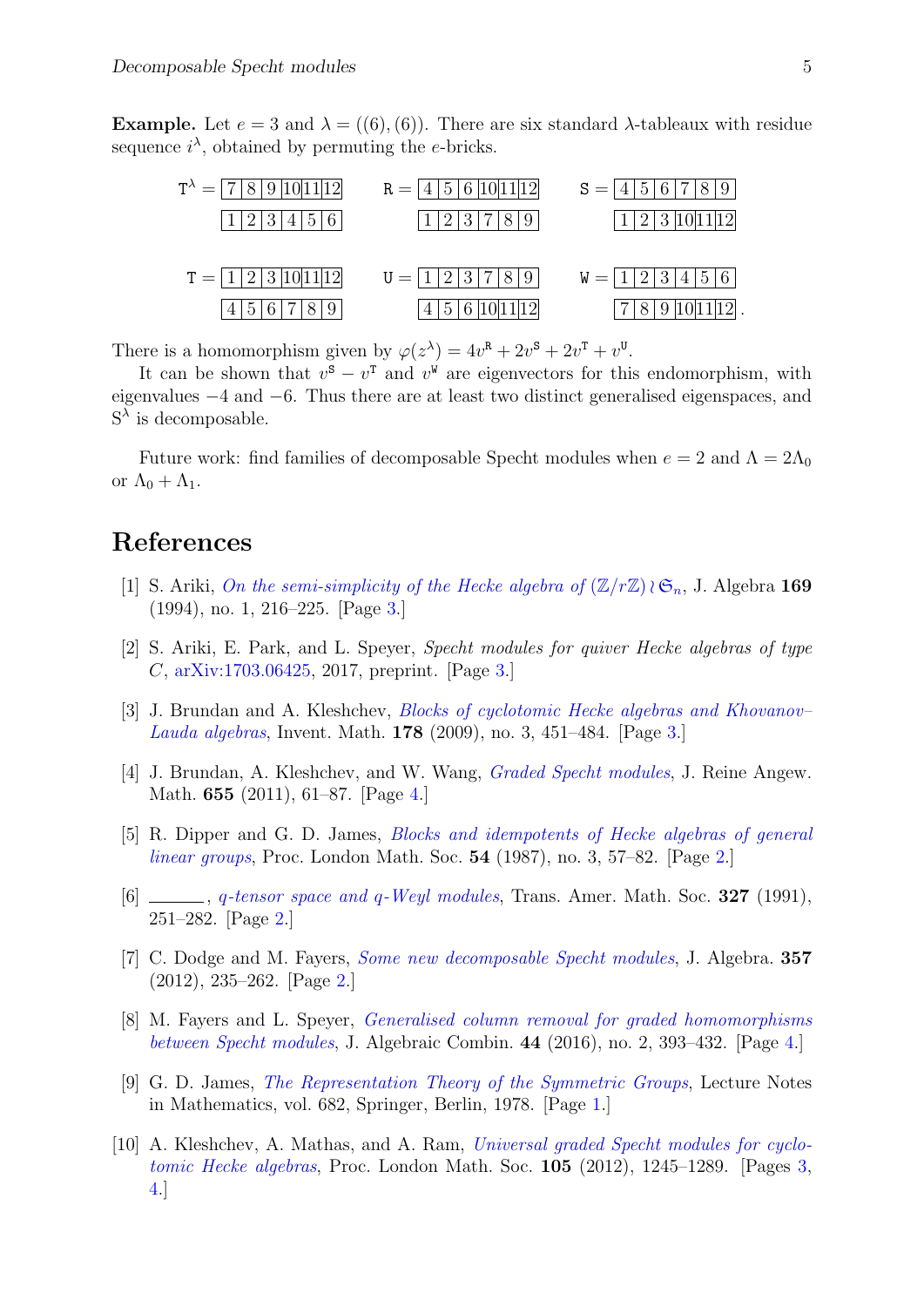**Example.** Let $e = 3$ and $\lambda = ((6),(6))$. There are six standard $\lambda$-tableaux with residue sequence $i^\lambda$, obtained by permuting the $e$-bricks.

$$\mathtt{T}^\lambda = \begin{array}{|c|c|c|c|c|c|}\hline 7&8&9&10&11&12\\\hline\end{array} \quad \mathtt{R} = \begin{array}{|c|c|c|c|c|c|}\hline 4&5&6&10&11&12\\\hline\end{array} \quad \mathtt{S} = \begin{array}{|c|c|c|c|c|c|}\hline 4&5&6&7&8&9\\\hline\end{array}$$
$$\phantom{\mathtt{T}^\lambda =} \begin{array}{|c|c|c|c|c|c|}\hline 1&2&3&4&5&6\\\hline\end{array} \quad \phantom{\mathtt{R} =} \begin{array}{|c|c|c|c|c|c|}\hline 1&2&3&7&8&9\\\hline\end{array} \quad \phantom{\mathtt{S} =} \begin{array}{|c|c|c|c|c|c|}\hline 1&2&3&10&11&12\\\hline\end{array}$$

$$\mathtt{T} = \begin{array}{|c|c|c|c|c|c|}\hline 1&2&3&10&11&12\\\hline\end{array} \quad \mathtt{U} = \begin{array}{|c|c|c|c|c|c|}\hline 1&2&3&7&8&9\\\hline\end{array} \quad \mathtt{W} = \begin{array}{|c|c|c|c|c|c|}\hline 1&2&3&4&5&6\\\hline\end{array}$$
$$\phantom{\mathtt{T} =} \begin{array}{|c|c|c|c|c|c|}\hline 4&5&6&7&8&9\\\hline\end{array} \quad \phantom{\mathtt{U} =} \begin{array}{|c|c|c|c|c|c|}\hline 4&5&6&10&11&12\\\hline\end{array} \quad \phantom{\mathtt{W} =} \begin{array}{|c|c|c|c|c|c|}\hline 7&8&9&10&11&12\\\hline\end{array}\,.$$

There is a homomorphism given by $\varphi(z^\lambda) = 4v^{\mathtt{R}} + 2v^{\mathtt{S}} + 2v^{\mathtt{T}} + v^{\mathtt{U}}$.

It can be shown that $v^{\mathtt{S}} - v^{\mathtt{T}}$ and $v^{\mathtt{W}}$ are eigenvectors for this endomorphism, with eigenvalues $-4$ and $-6$. Thus there are at least two distinct generalised eigenspaces, and $\mathrm{S}^\lambda$ is decomposable.

Future work: find families of decomposable Specht modules when $e = 2$ and $\Lambda = 2\Lambda_0$ or $\Lambda_0 + \Lambda_1$.

# References

[1] S. Ariki, *On the semi-simplicity of the Hecke algebra of $(\mathbb{Z}/r\mathbb{Z}) \wr \mathfrak{S}_n$*, J. Algebra **169** (1994), no. 1, 216–225. [Page 3.]

[2] S. Ariki, E. Park, and L. Speyer, *Specht modules for quiver Hecke algebras of type C*, arXiv:1703.06425, 2017, preprint. [Page 3.]

[3] J. Brundan and A. Kleshchev, *Blocks of cyclotomic Hecke algebras and Khovanov–Lauda algebras*, Invent. Math. **178** (2009), no. 3, 451–484. [Page 3.]

[4] J. Brundan, A. Kleshchev, and W. Wang, *Graded Specht modules*, J. Reine Angew. Math. **655** (2011), 61–87. [Page 4.]

[5] R. Dipper and G. D. James, *Blocks and idempotents of Hecke algebras of general linear groups*, Proc. London Math. Soc. **54** (1987), no. 3, 57–82. [Page 2.]

[6] ———, *q-tensor space and q-Weyl modules*, Trans. Amer. Math. Soc. **327** (1991), 251–282. [Page 2.]

[7] C. Dodge and M. Fayers, *Some new decomposable Specht modules*, J. Algebra. **357** (2012), 235–262. [Page 2.]

[8] M. Fayers and L. Speyer, *Generalised column removal for graded homomorphisms between Specht modules*, J. Algebraic Combin. **44** (2016), no. 2, 393–432. [Page 4.]

[9] G. D. James, *The Representation Theory of the Symmetric Groups*, Lecture Notes in Mathematics, vol. 682, Springer, Berlin, 1978. [Page 1.]

[10] A. Kleshchev, A. Mathas, and A. Ram, *Universal graded Specht modules for cyclotomic Hecke algebras*, Proc. London Math. Soc. **105** (2012), 1245–1289. [Pages 3, 4.]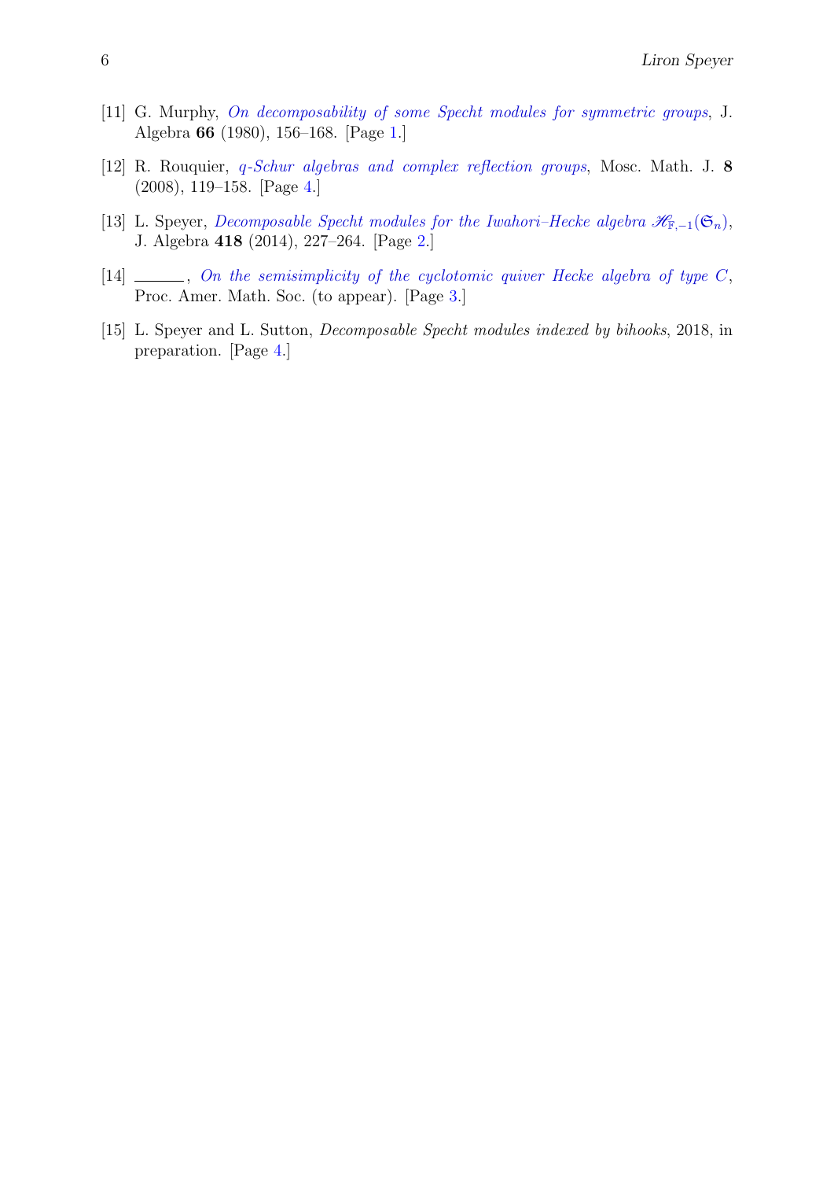[11] G. Murphy, *On decomposability of some Specht modules for symmetric groups*, J. Algebra **66** (1980), 156–168. [Page 1.]

[12] R. Rouquier, *$q$-Schur algebras and complex reflection groups*, Mosc. Math. J. **8** (2008), 119–158. [Page 4.]

[13] L. Speyer, *Decomposable Specht modules for the Iwahori–Hecke algebra $\mathscr{H}_{\mathbb{F},-1}(\mathfrak{S}_n)$*, J. Algebra **418** (2014), 227–264. [Page 2.]

[14] ______, *On the semisimplicity of the cyclotomic quiver Hecke algebra of type $C$*, Proc. Amer. Math. Soc. (to appear). [Page 3.]

[15] L. Speyer and L. Sutton, *Decomposable Specht modules indexed by bihooks*, 2018, in preparation. [Page 4.]